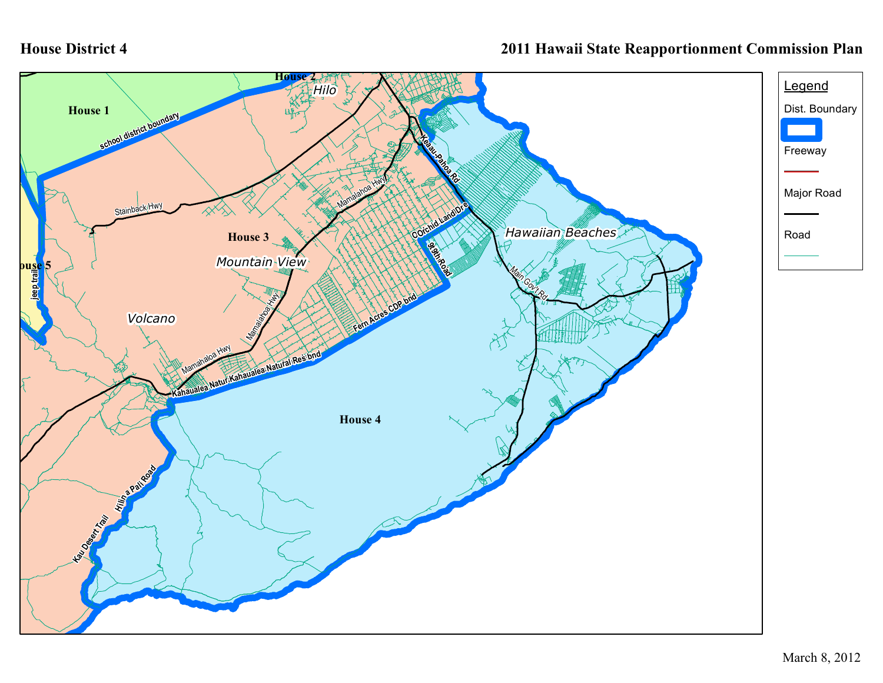# House District 4

## 2011 Hawaii State Reapportionment Commission Plan

House 1

House 2

Hilo

House 3

Mountain View

House 5

Volcano

Hawaiian Beaches

House 4

school district boundary

Stainback Hwy

Mamalahoa Hwy

Keaau-Pahoa Rd

Orchid Land Dr

9th Road

Main Gov't Rd

Fern Acres CDP bnd

Kahaualea Natural Res bnd

jeep trail

Hilina Pali Road

Kau Desert Trail

**Legend**

- Dist. Boundary
- Freeway
- Major Road
- Road

March 8, 2012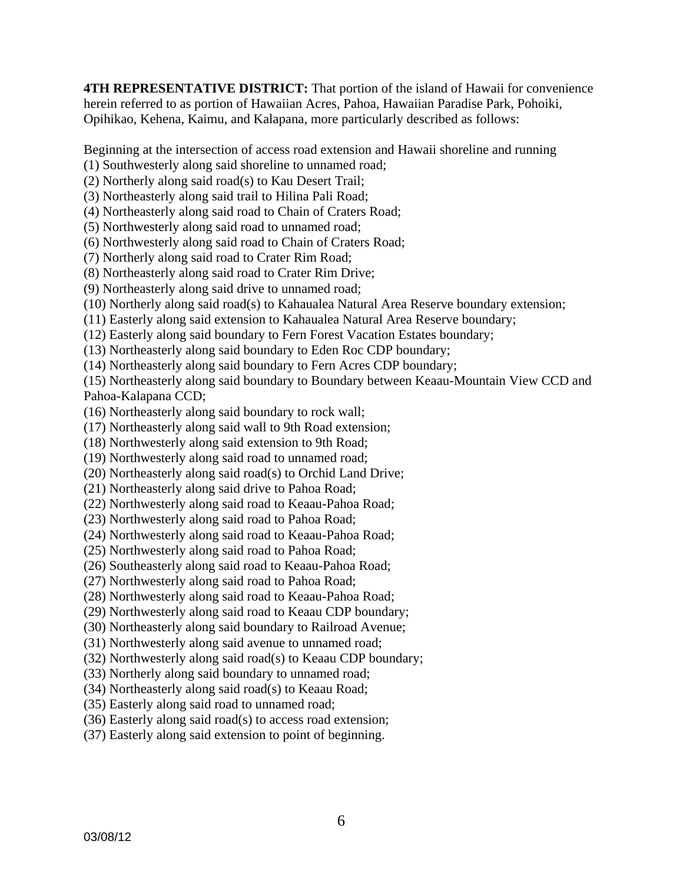**4TH REPRESENTATIVE DISTRICT:** That portion of the island of Hawaii for convenience herein referred to as portion of Hawaiian Acres, Pahoa, Hawaiian Paradise Park, Pohoiki, Opihikao, Kehena, Kaimu, and Kalapana, more particularly described as follows:

Beginning at the intersection of access road extension and Hawaii shoreline and running
(1) Southwesterly along said shoreline to unnamed road;
(2) Northerly along said road(s) to Kau Desert Trail;
(3) Northeasterly along said trail to Hilina Pali Road;
(4) Northeasterly along said road to Chain of Craters Road;
(5) Northwesterly along said road to unnamed road;
(6) Northwesterly along said road to Chain of Craters Road;
(7) Northerly along said road to Crater Rim Road;
(8) Northeasterly along said road to Crater Rim Drive;
(9) Northeasterly along said drive to unnamed road;
(10) Northerly along said road(s) to Kahaualea Natural Area Reserve boundary extension;
(11) Easterly along said extension to Kahaualea Natural Area Reserve boundary;
(12) Easterly along said boundary to Fern Forest Vacation Estates boundary;
(13) Northeasterly along said boundary to Eden Roc CDP boundary;
(14) Northeasterly along said boundary to Fern Acres CDP boundary;
(15) Northeasterly along said boundary to Boundary between Keaau-Mountain View CCD and Pahoa-Kalapana CCD;
(16) Northeasterly along said boundary to rock wall;
(17) Northeasterly along said wall to 9th Road extension;
(18) Northwesterly along said extension to 9th Road;
(19) Northwesterly along said road to unnamed road;
(20) Northeasterly along said road(s) to Orchid Land Drive;
(21) Northeasterly along said drive to Pahoa Road;
(22) Northwesterly along said road to Keaau-Pahoa Road;
(23) Northwesterly along said road to Pahoa Road;
(24) Northwesterly along said road to Keaau-Pahoa Road;
(25) Northwesterly along said road to Pahoa Road;
(26) Southeasterly along said road to Keaau-Pahoa Road;
(27) Northwesterly along said road to Pahoa Road;
(28) Northwesterly along said road to Keaau-Pahoa Road;
(29) Northwesterly along said road to Keaau CDP boundary;
(30) Northeasterly along said boundary to Railroad Avenue;
(31) Northwesterly along said avenue to unnamed road;
(32) Northwesterly along said road(s) to Keaau CDP boundary;
(33) Northerly along said boundary to unnamed road;
(34) Northeasterly along said road(s) to Keaau Road;
(35) Easterly along said road to unnamed road;
(36) Easterly along said road(s) to access road extension;
(37) Easterly along said extension to point of beginning.

03/08/12